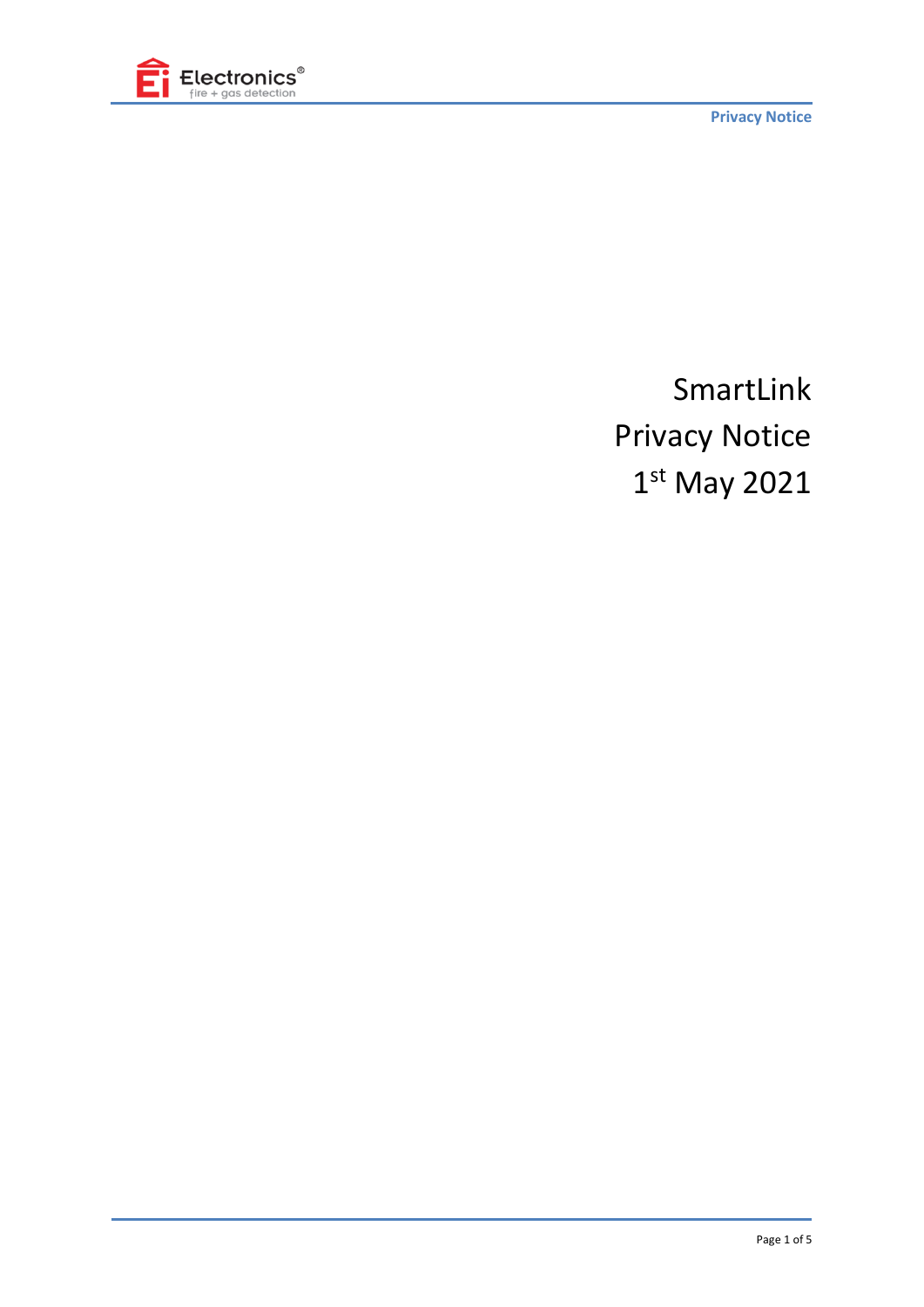# SmartLink Privacy Notice 1st May 2021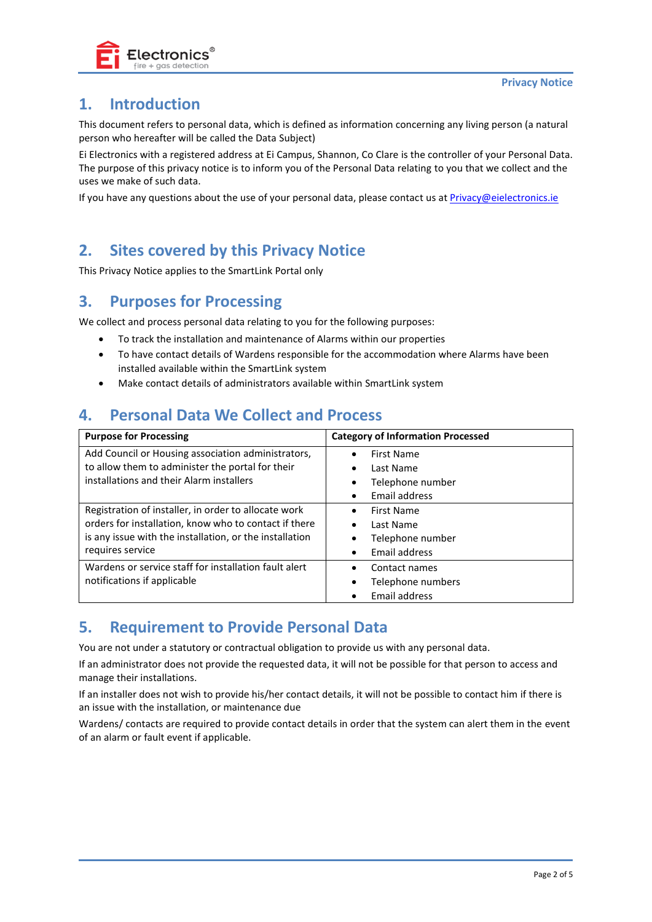## 1. Introduction

This document refers to personal data, which is defined as information concerning any living person (a natural person who hereafter will be called the Data Subject)

Ei Electronics with a registered address at Ei Campus, Shannon, Co Clare is the controller of your Personal Data. The purpose of this privacy notice is to inform you of the Personal Data relating to you that we collect and the uses we make of such data.

If you have any questions about the use of your personal data, please contact us at Privacy@eielectronics.ie

## 2. Sites covered by this Privacy Notice

This Privacy Notice applies to the SmartLink Portal only

## 3. Purposes for Processing

We collect and process personal data relating to you for the following purposes:

- To track the installation and maintenance of Alarms within our properties
- To have contact details of Wardens responsible for the accommodation where Alarms have been installed available within the SmartLink system
- Make contact details of administrators available within SmartLink system

## 4. Personal Data We Collect and Process

| Purpose for Processing | Category of Information Processed |
|---|---|
| Add Council or Housing association administrators, to allow them to administer the portal for their installations and their Alarm installers | • First Name<br>• Last Name<br>• Telephone number<br>• Email address |
| Registration of installer, in order to allocate work orders for installation, know who to contact if there is any issue with the installation, or the installation requires service | • First Name<br>• Last Name<br>• Telephone number<br>• Email address |
| Wardens or service staff for installation fault alert notifications if applicable | • Contact names<br>• Telephone numbers<br>• Email address |

## 5. Requirement to Provide Personal Data

You are not under a statutory or contractual obligation to provide us with any personal data.

If an administrator does not provide the requested data, it will not be possible for that person to access and manage their installations.

If an installer does not wish to provide his/her contact details, it will not be possible to contact him if there is an issue with the installation, or maintenance due

Wardens/ contacts are required to provide contact details in order that the system can alert them in the event of an alarm or fault event if applicable.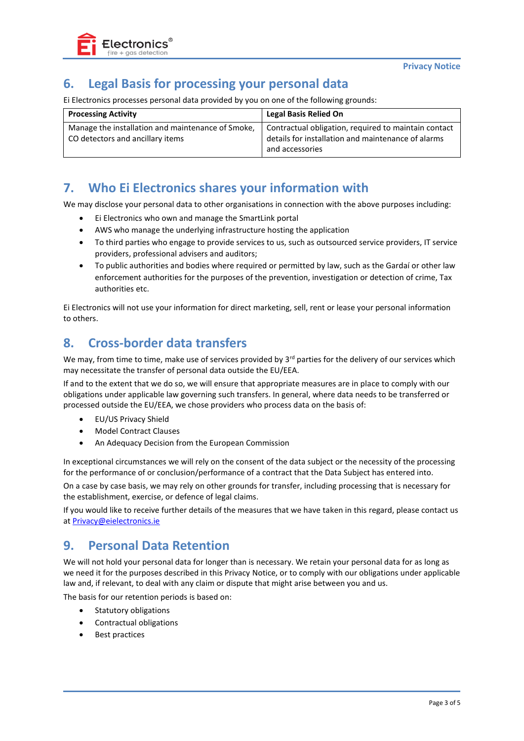## 6. Legal Basis for processing your personal data

Ei Electronics processes personal data provided by you on one of the following grounds:

| Processing Activity | Legal Basis Relied On |
| --- | --- |
| Manage the installation and maintenance of Smoke, CO detectors and ancillary items | Contractual obligation, required to maintain contact details for installation and maintenance of alarms and accessories |

## 7. Who Ei Electronics shares your information with

We may disclose your personal data to other organisations in connection with the above purposes including:

- Ei Electronics who own and manage the SmartLink portal
- AWS who manage the underlying infrastructure hosting the application
- To third parties who engage to provide services to us, such as outsourced service providers, IT service providers, professional advisers and auditors;
- To public authorities and bodies where required or permitted by law, such as the Gardaí or other law enforcement authorities for the purposes of the prevention, investigation or detection of crime, Tax authorities etc.

Ei Electronics will not use your information for direct marketing, sell, rent or lease your personal information to others.

## 8. Cross-border data transfers

We may, from time to time, make use of services provided by 3rd parties for the delivery of our services which may necessitate the transfer of personal data outside the EU/EEA.

If and to the extent that we do so, we will ensure that appropriate measures are in place to comply with our obligations under applicable law governing such transfers. In general, where data needs to be transferred or processed outside the EU/EEA, we chose providers who process data on the basis of:

- EU/US Privacy Shield
- Model Contract Clauses
- An Adequacy Decision from the European Commission

In exceptional circumstances we will rely on the consent of the data subject or the necessity of the processing for the performance of or conclusion/performance of a contract that the Data Subject has entered into.

On a case by case basis, we may rely on other grounds for transfer, including processing that is necessary for the establishment, exercise, or defence of legal claims.

If you would like to receive further details of the measures that we have taken in this regard, please contact us at Privacy@eielectronics.ie

## 9. Personal Data Retention

We will not hold your personal data for longer than is necessary. We retain your personal data for as long as we need it for the purposes described in this Privacy Notice, or to comply with our obligations under applicable law and, if relevant, to deal with any claim or dispute that might arise between you and us.

The basis for our retention periods is based on:

- Statutory obligations
- Contractual obligations
- Best practices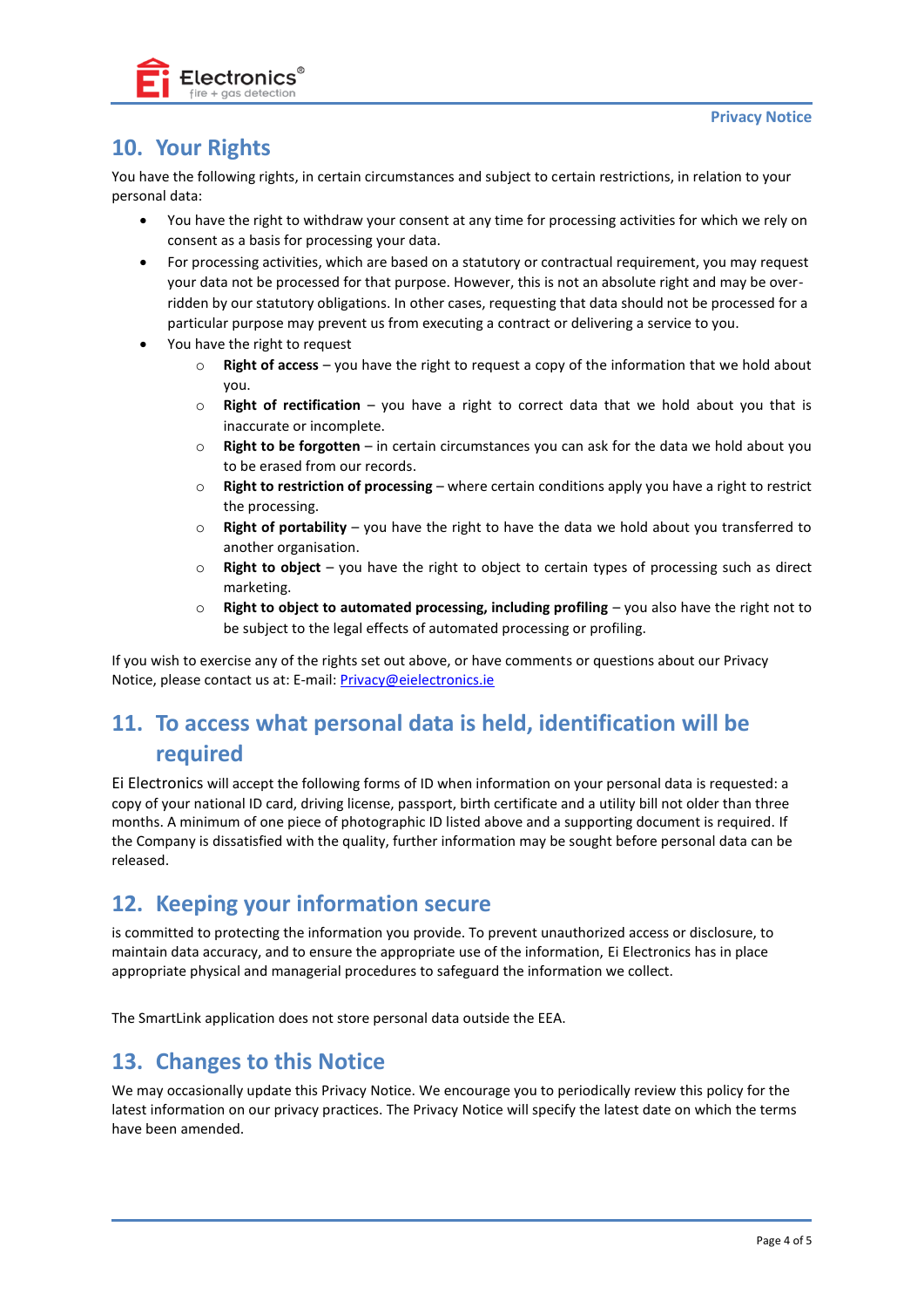## 10. Your Rights

You have the following rights, in certain circumstances and subject to certain restrictions, in relation to your personal data:

- You have the right to withdraw your consent at any time for processing activities for which we rely on consent as a basis for processing your data.
- For processing activities, which are based on a statutory or contractual requirement, you may request your data not be processed for that purpose. However, this is not an absolute right and may be over-ridden by our statutory obligations. In other cases, requesting that data should not be processed for a particular purpose may prevent us from executing a contract or delivering a service to you.
- You have the right to request
  - **Right of access** – you have the right to request a copy of the information that we hold about you.
  - **Right of rectification** – you have a right to correct data that we hold about you that is inaccurate or incomplete.
  - **Right to be forgotten** – in certain circumstances you can ask for the data we hold about you to be erased from our records.
  - **Right to restriction of processing** – where certain conditions apply you have a right to restrict the processing.
  - **Right of portability** – you have the right to have the data we hold about you transferred to another organisation.
  - **Right to object** – you have the right to object to certain types of processing such as direct marketing.
  - **Right to object to automated processing, including profiling** – you also have the right not to be subject to the legal effects of automated processing or profiling.

If you wish to exercise any of the rights set out above, or have comments or questions about our Privacy Notice, please contact us at: E-mail: Privacy@eielectronics.ie

## 11. To access what personal data is held, identification will be required

Ei Electronics will accept the following forms of ID when information on your personal data is requested: a copy of your national ID card, driving license, passport, birth certificate and a utility bill not older than three months. A minimum of one piece of photographic ID listed above and a supporting document is required. If the Company is dissatisfied with the quality, further information may be sought before personal data can be released.

## 12. Keeping your information secure

is committed to protecting the information you provide. To prevent unauthorized access or disclosure, to maintain data accuracy, and to ensure the appropriate use of the information, Ei Electronics has in place appropriate physical and managerial procedures to safeguard the information we collect.

The SmartLink application does not store personal data outside the EEA.

## 13. Changes to this Notice

We may occasionally update this Privacy Notice. We encourage you to periodically review this policy for the latest information on our privacy practices. The Privacy Notice will specify the latest date on which the terms have been amended.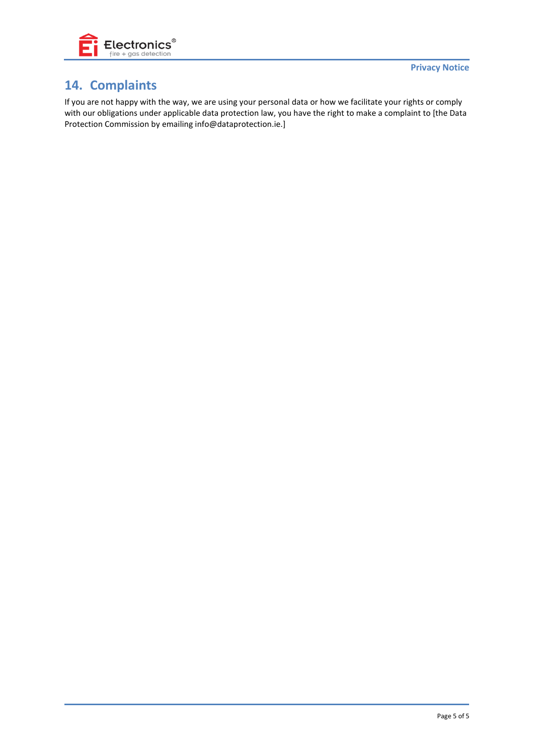## 14. Complaints

If you are not happy with the way, we are using your personal data or how we facilitate your rights or comply with our obligations under applicable data protection law, you have the right to make a complaint to [the Data Protection Commission by emailing info@dataprotection.ie.]